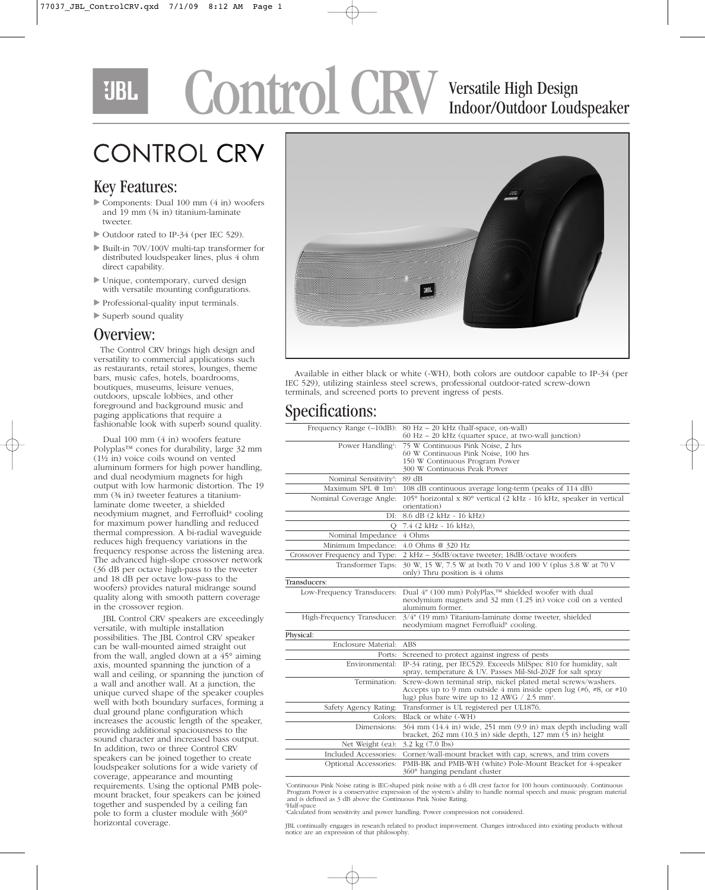# Control CRV

Versatile High Design Indoor/Outdoor Loudspeaker

## CONTROL CRV

### Key Features:

- Components: Dual 100 mm (4 in) woofers and 19 mm (¾ in) titanium-laminate tweeter.
- Outdoor rated to IP-34 (per IEC 529).
- Built-in 70V/100V multi-tap transformer for distributed loudspeaker lines, plus 4 ohm direct capability.
- Unique, contemporary, curved design with versatile mounting configurations.
- Professional-quality input terminals.
- Superb sound quality

### Overview:

The Control CRV brings high design and versatility to commercial applications such as restaurants, retail stores, lounges, theme bars, music cafes, hotels, boardrooms, boutiques, museums, leisure venues, outdoors, upscale lobbies, and other foreground and background music and paging applications that require a fashionable look with superb sound quality.

Dual 100 mm (4 in) woofers feature Polyplas™ cones for durability, large 32 mm (1½ in) voice coils wound on vented aluminum formers for high power handling, and dual neodymium magnets for high output with low harmonic distortion. The 19 mm (¾ in) tweeter features a titanium-laminate dome tweeter, a shielded neodymium magnet, and Ferrofluid® cooling for maximum power handling and reduced thermal compression. A bi-radial waveguide reduces high frequency variations in the frequency response across the listening area. The advanced high-slope crossover network (36 dB per octave high-pass to the tweeter and 18 dB per octave low-pass to the woofers) provides natural midrange sound quality along with smooth pattern coverage in the crossover region.

JBL Control CRV speakers are exceedingly versatile, with multiple installation possibilities. The JBL Control CRV speaker can be wall-mounted aimed straight out from the wall, angled down at a 45° aiming axis, mounted spanning the junction of a wall and ceiling, or spanning the junction of a wall and another wall. At a junction, the unique curved shape of the speaker couples well with both boundary surfaces, forming a dual ground plane configuration which increases the acoustic length of the speaker, providing additional spaciousness to the sound character and increased bass output. In addition, two or three Control CRV speakers can be joined together to create loudspeaker solutions for a wide variety of coverage, appearance and mounting requirements. Using the optional PMB pole-mount bracket, four speakers can be joined together and suspended by a ceiling fan pole to form a cluster module with 360° horizontal coverage.

Available in either black or white (-WH), both colors are outdoor capable to IP-34 (per IEC 529), utilizing stainless steel screws, professional outdoor-rated screw-down terminals, and screened ports to prevent ingress of pests.

### Specifications:

| | |
|---|---|
| Frequency Range (–10dB): | 80 Hz – 20 kHz (half-space, on-wall)<br>60 Hz – 20 kHz (quarter space, at two-wall junction) |
| Power Handling[1]: | 75 W Continuous Pink Noise, 2 hrs<br>60 W Continuous Pink Noise, 100 hrs<br>150 W Continuous Program Power<br>300 W Continuous Peak Power |
| Nominal Sensitivity[2]: | 89 dB |
| Maximum SPL @ 1m[3]: | 108 dB continuous average long-term (peaks of 114 dB) |
| Nominal Coverage Angle: | 105° horizontal x 80° vertical (2 kHz - 16 kHz, speaker in vertical orientation) |
| DI: | 8.6 dB (2 kHz - 16 kHz) |
| Q | 7.4 (2 kHz - 16 kHz), |
| Nominal Impedance | 4 Ohms |
| Minimum Impedance: | 4.0 Ohms @ 320 Hz |
| Crossover Frequency and Type: | 2 kHz – 36dB/octave tweeter; 18dB/octave woofers |
| Transformer Taps: | 30 W, 15 W, 7.5 W at both 70 V and 100 V (plus 3.8 W at 70 V only) Thru position is 4 ohms |
| **Transducers:** | |
| Low-Frequency Transducers: | Dual 4" (100 mm) PolyPlas,™ shielded woofer with dual neodymium magnets and 32 mm (1.25 in) voice coil on a vented aluminum former. |
| High-Frequency Transducer: | 3/4" (19 mm) Titanium-laminate dome tweeter, shielded neodymium magnet Ferrofluid® cooling. |
| **Physical:** | |
| Enclosure Material: | ABS |
| Ports: | Screened to protect against ingress of pests |
| Environmental: | IP-34 rating, per IEC529. Exceeds MilSpec 810 for humidity, salt spray, temperature & UV. Passes Mil-Std-202F for salt spray |
| Termination: | Screw-down terminal strip, nickel plated metal screws/washers. Accepts up to 9 mm outside 4 mm inside open lug (#6, #8, or #10 lug) plus bare wire up to 12 AWG / 2.5 mm². |
| Safety Agency Rating: | Transformer is UL registered per UL1876. |
| Colors: | Black or white (-WH) |
| Dimensions: | 364 mm (14.4 in) wide, 251 mm (9.9 in) max depth including wall bracket, 262 mm (10.3 in) side depth, 127 mm (5 in) height |
| Net Weight (ea): | 3.2 kg (7.0 lbs) |
| Included Accessories: | Corner/wall-mount bracket with cap, screws, and trim covers |
| Optional Accessories: | PMB-BK and PMB-WH (white) Pole-Mount Bracket for 4-speaker 360° hanging pendant cluster |

[1]Continuous Pink Noise rating is IEC-shaped pink noise with a 6 dB crest factor for 100 hours continuously. Continuous Program Power is a conservative expression of the system's ability to handle normal speech and music program material and is defined as 3 dB above the Continuous Pink Noise Rating.
[2]Half-space
[3]Calculated from sensitivity and power handling. Power compression not considered.

JBL continually engages in research related to product improvement. Changes introduced into existing products without notice are an expression of that philosophy.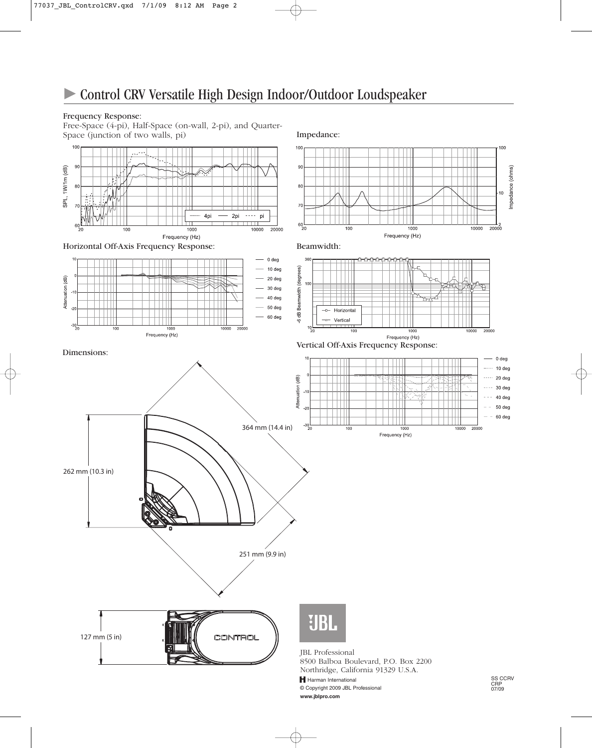# Control CRV Versatile High Design Indoor/Outdoor Loudspeaker

**Frequency Response:**
Free-Space (4-pi), Half-Space (on-wall, 2-pi), and Quarter-Space (junction of two walls, pi)

SPL, 1W/1m (dB)
100
90
80
70
60
20 100 1000 10000 20000
Frequency (Hz)
4pi 2pi pi

**Impedance:**

100
90
80
70
60
20 100 1000 10000 20000
Frequency (Hz)
Impedance (ohms)
100
10
2

**Horizontal Off-Axis Frequency Response:**

Attenuation (dB)
10
0
-10
-20
-30
20 100 1000 10000 20000
Frequency (Hz)
0 deg
10 deg
20 deg
30 deg
40 deg
50 deg
60 deg

**Beamwidth:**

-6 dB Beamwidth (degrees)
360
100
10
20 100 1000 10000 20000
Frequency (Hz)
Horizontal
Vertical

**Vertical Off-Axis Frequency Response:**

Attenuation (dB)
10
0
-10
-20
-30
20 100 1000 10000 20000
Frequency (Hz)
0 deg
10 deg
20 deg
30 deg
40 deg
50 deg
60 deg

**Dimensions:**

364 mm (14.4 in)
262 mm (10.3 in)
251 mm (9.9 in)
127 mm (5 in)
CONTROL

JBL

JBL Professional
8500 Balboa Boulevard, P.O. Box 2200
Northridge, California 91329 U.S.A.

Harman International
© Copyright 2009 JBL Professional
www.jblpro.com

SS CCRV
CRP
07/09